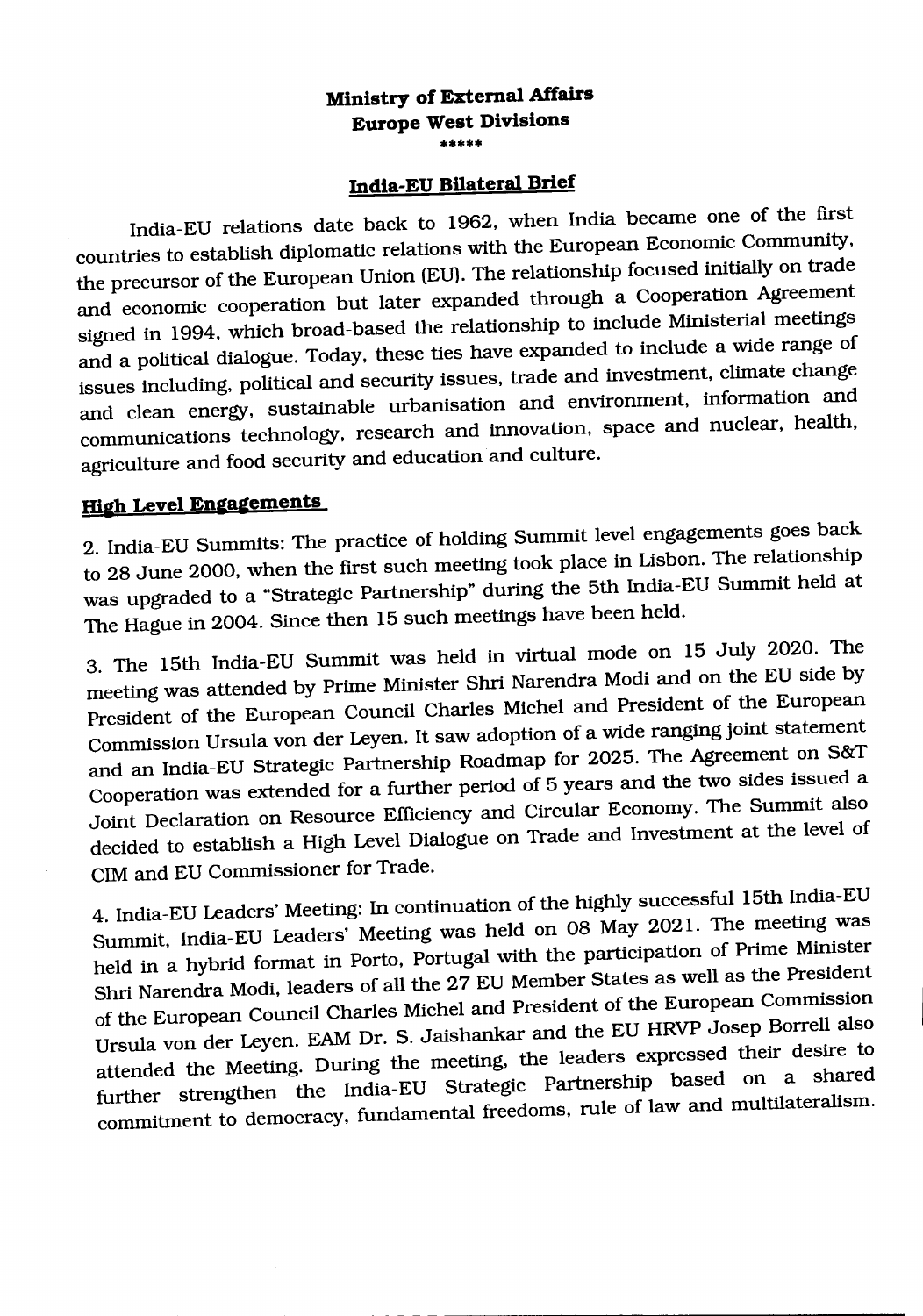**Ministry of External Affairs**
**Europe West Divisions**
\*\*\*\*\*

## India-EU Bilateral Brief

India-EU relations date back to 1962, when India became one of the first countries to establish diplomatic relations with the European Economic Community, the precursor of the European Union (EU). The relationship focused initially on trade and economic cooperation but later expanded through a Cooperation Agreement signed in 1994, which broad-based the relationship to include Ministerial meetings and a political dialogue. Today, these ties have expanded to include a wide range of issues including, political and security issues, trade and investment, climate change and clean energy, sustainable urbanisation and environment, information and communications technology, research and innovation, space and nuclear, health, agriculture and food security and education and culture.

### High Level Engagements

2. India-EU Summits: The practice of holding Summit level engagements goes back to 28 June 2000, when the first such meeting took place in Lisbon. The relationship was upgraded to a "Strategic Partnership" during the 5th India-EU Summit held at The Hague in 2004. Since then 15 such meetings have been held.

3. The 15th India-EU Summit was held in virtual mode on 15 July 2020. The meeting was attended by Prime Minister Shri Narendra Modi and on the EU side by President of the European Council Charles Michel and President of the European Commission Ursula von der Leyen. It saw adoption of a wide ranging joint statement and an India-EU Strategic Partnership Roadmap for 2025. The Agreement on S&T Cooperation was extended for a further period of 5 years and the two sides issued a Joint Declaration on Resource Efficiency and Circular Economy. The Summit also decided to establish a High Level Dialogue on Trade and Investment at the level of CIM and EU Commissioner for Trade.

4. India-EU Leaders' Meeting: In continuation of the highly successful 15th India-EU Summit, India-EU Leaders' Meeting was held on 08 May 2021. The meeting was held in a hybrid format in Porto, Portugal with the participation of Prime Minister Shri Narendra Modi, leaders of all the 27 EU Member States as well as the President of the European Council Charles Michel and President of the European Commission Ursula von der Leyen. EAM Dr. S. Jaishankar and the EU HRVP Josep Borrell also attended the Meeting. During the meeting, the leaders expressed their desire to further strengthen the India-EU Strategic Partnership based on a shared commitment to democracy, fundamental freedoms, rule of law and multilateralism.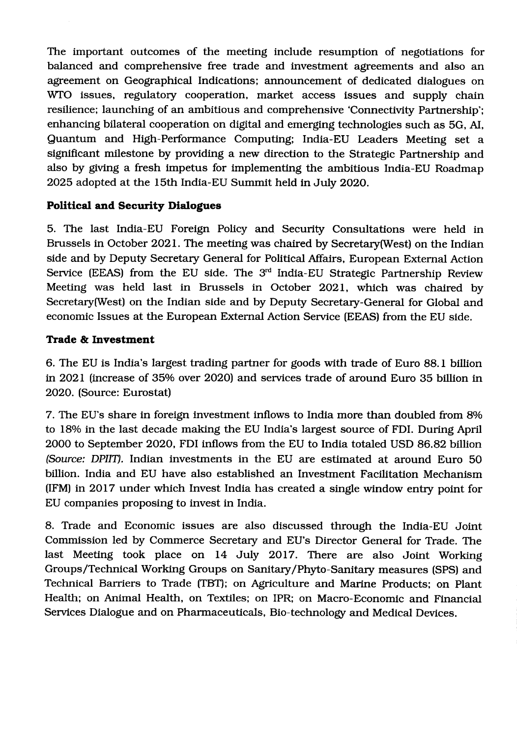The important outcomes of the meeting include resumption of negotiations for balanced and comprehensive free trade and investment agreements and also an agreement on Geographical Indications; announcement of dedicated dialogues on WTO issues, regulatory cooperation, market access issues and supply chain resilience; launching of an ambitious and comprehensive 'Connectivity Partnership'; enhancing bilateral cooperation on digital and emerging technologies such as 5G, AI, Quantum and High-Performance Computing; India-EU Leaders Meeting set a significant milestone by providing a new direction to the Strategic Partnership and also by giving a fresh impetus for implementing the ambitious India-EU Roadmap 2025 adopted at the 15th India-EU Summit held in July 2020.

**Political and Security Dialogues**

5. The last India-EU Foreign Policy and Security Consultations were held in Brussels in October 2021. The meeting was chaired by Secretary(West) on the Indian side and by Deputy Secretary General for Political Affairs, European External Action Service (EEAS) from the EU side. The 3rd India-EU Strategic Partnership Review Meeting was held last in Brussels in October 2021, which was chaired by Secretary(West) on the Indian side and by Deputy Secretary-General for Global and economic Issues at the European External Action Service (EEAS) from the EU side.

**Trade & Investment**

6. The EU is India's largest trading partner for goods with trade of Euro 88.1 billion in 2021 (increase of 35% over 2020) and services trade of around Euro 35 billion in 2020. (Source: Eurostat)

7. The EU's share in foreign investment inflows to India more than doubled from 8% to 18% in the last decade making the EU India's largest source of FDI. During April 2000 to September 2020, FDI inflows from the EU to India totaled USD 86.82 billion *(Source: DPIIT)*. Indian investments in the EU are estimated at around Euro 50 billion. India and EU have also established an Investment Facilitation Mechanism (IFM) in 2017 under which Invest India has created a single window entry point for EU companies proposing to invest in India.

8. Trade and Economic issues are also discussed through the India-EU Joint Commission led by Commerce Secretary and EU's Director General for Trade. The last Meeting took place on 14 July 2017. There are also Joint Working Groups/Technical Working Groups on Sanitary/Phyto-Sanitary measures (SPS) and Technical Barriers to Trade (TBT); on Agriculture and Marine Products; on Plant Health; on Animal Health, on Textiles; on IPR; on Macro-Economic and Financial Services Dialogue and on Pharmaceuticals, Bio-technology and Medical Devices.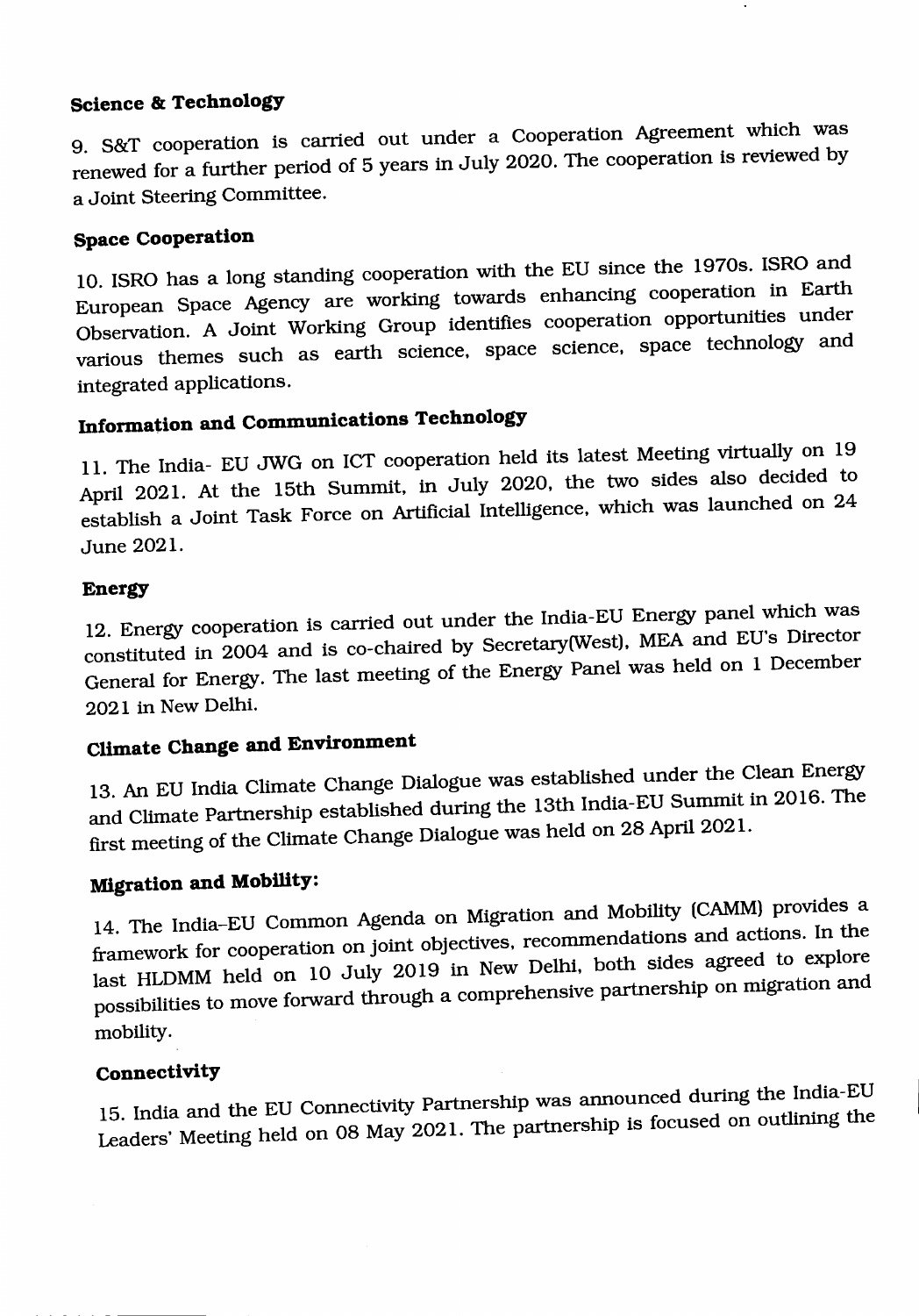## Science & Technology

9. S&T cooperation is carried out under a Cooperation Agreement which was renewed for a further period of 5 years in July 2020. The cooperation is reviewed by a Joint Steering Committee.

## Space Cooperation

10. ISRO has a long standing cooperation with the EU since the 1970s. ISRO and European Space Agency are working towards enhancing cooperation in Earth Observation. A Joint Working Group identifies cooperation opportunities under various themes such as earth science, space science, space technology and integrated applications.

## Information and Communications Technology

11. The India- EU JWG on ICT cooperation held its latest Meeting virtually on 19 April 2021. At the 15th Summit, in July 2020, the two sides also decided to establish a Joint Task Force on Artificial Intelligence, which was launched on 24 June 2021.

## Energy

12. Energy cooperation is carried out under the India-EU Energy panel which was constituted in 2004 and is co-chaired by Secretary(West), MEA and EU's Director General for Energy. The last meeting of the Energy Panel was held on 1 December 2021 in New Delhi.

## Climate Change and Environment

13. An EU India Climate Change Dialogue was established under the Clean Energy and Climate Partnership established during the 13th India-EU Summit in 2016. The first meeting of the Climate Change Dialogue was held on 28 April 2021.

## Migration and Mobility:

14. The India–EU Common Agenda on Migration and Mobility (CAMM) provides a framework for cooperation on joint objectives, recommendations and actions. In the last HLDMM held on 10 July 2019 in New Delhi, both sides agreed to explore possibilities to move forward through a comprehensive partnership on migration and mobility.

## Connectivity

15. India and the EU Connectivity Partnership was announced during the India-EU Leaders' Meeting held on 08 May 2021. The partnership is focused on outlining the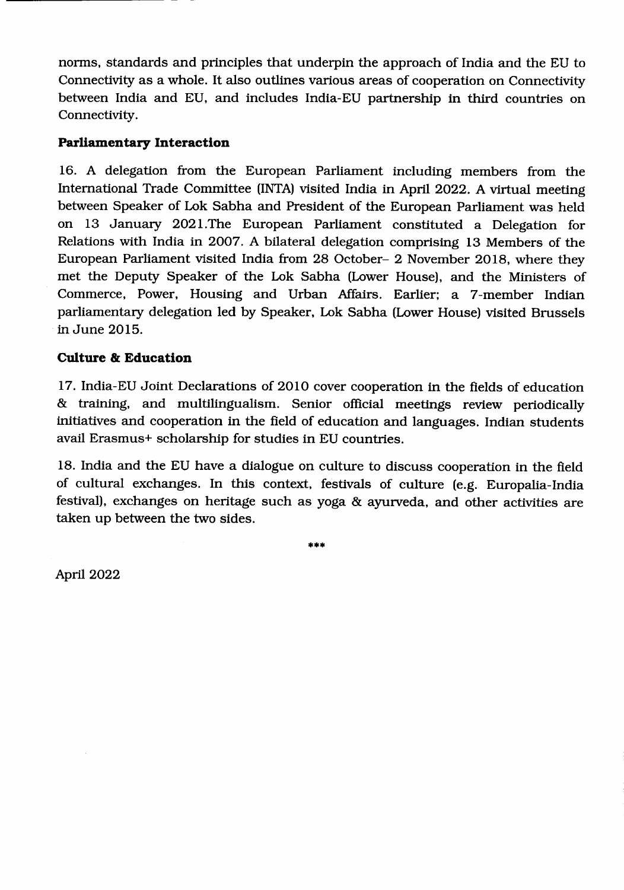norms, standards and principles that underpin the approach of India and the EU to Connectivity as a whole. It also outlines various areas of cooperation on Connectivity between India and EU, and includes India-EU partnership in third countries on Connectivity.

**Parliamentary Interaction**

16. A delegation from the European Parliament including members from the International Trade Committee (INTA) visited India in April 2022. A virtual meeting between Speaker of Lok Sabha and President of the European Parliament was held on 13 January 2021.The European Parliament constituted a Delegation for Relations with India in 2007. A bilateral delegation comprising 13 Members of the European Parliament visited India from 28 October– 2 November 2018, where they met the Deputy Speaker of the Lok Sabha (Lower House), and the Ministers of Commerce, Power, Housing and Urban Affairs. Earlier; a 7-member Indian parliamentary delegation led by Speaker, Lok Sabha (Lower House) visited Brussels in June 2015.

**Culture & Education**

17. India-EU Joint Declarations of 2010 cover cooperation in the fields of education & training, and multilingualism. Senior official meetings review periodically initiatives and cooperation in the field of education and languages. Indian students avail Erasmus+ scholarship for studies in EU countries.

18. India and the EU have a dialogue on culture to discuss cooperation in the field of cultural exchanges. In this context, festivals of culture (e.g. Europalia-India festival), exchanges on heritage such as yoga & ayurveda, and other activities are taken up between the two sides.

***

April 2022